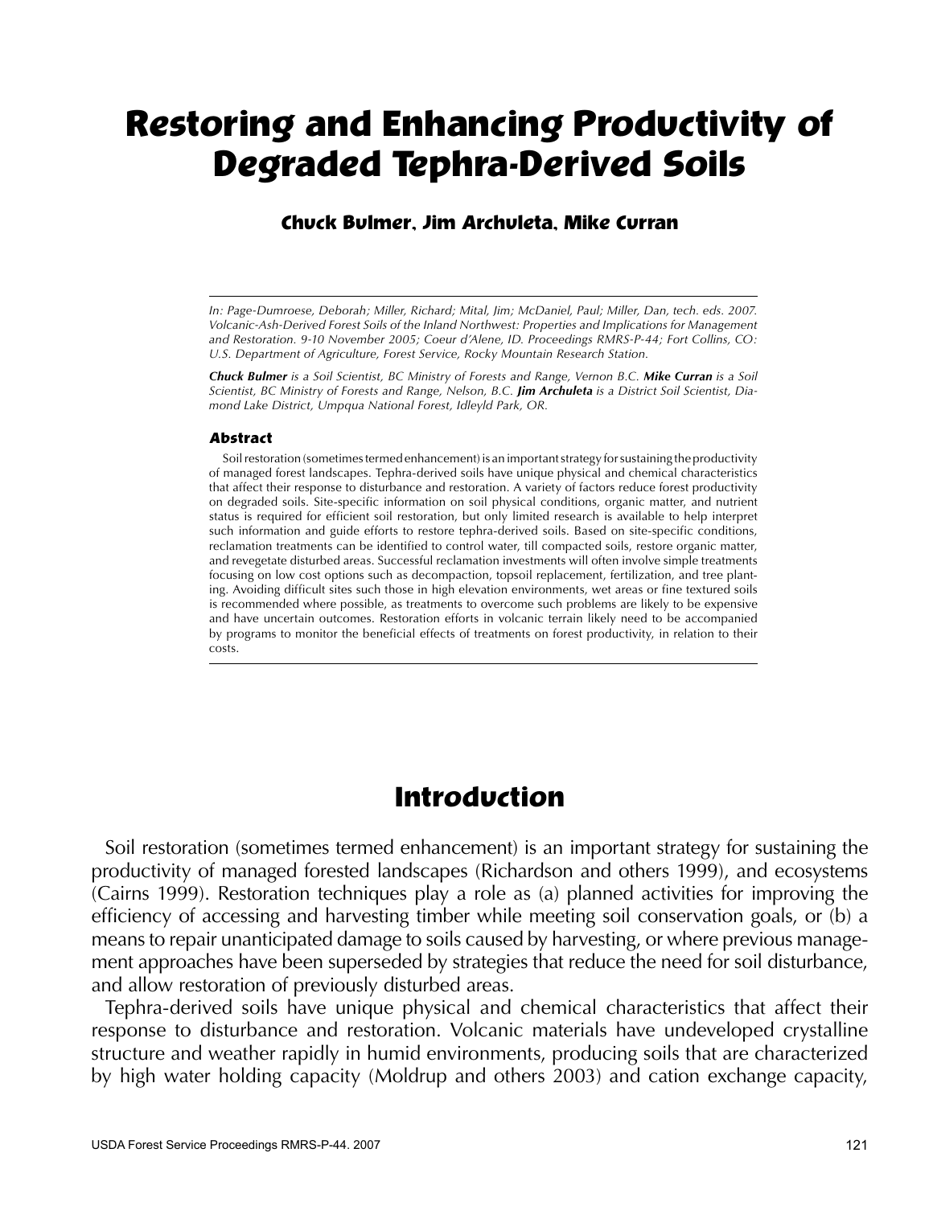# Restoring and Enhancing Productivity of Degraded Tephra-Derived Soils

**Chuck Bulmer, Jim Archuleta, Mike Curran**

---

*In: Page-Dumroese, Deborah; Miller, Richard; Mital, Jim; McDaniel, Paul; Miller, Dan, tech. eds. 2007. Volcanic-Ash-Derived Forest Soils of the Inland Northwest: Properties and Implications for Management and Restoration. 9-10 November 2005; Coeur d'Alene, ID. Proceedings RMRS-P-44; Fort Collins, CO: U.S. Department of Agriculture, Forest Service, Rocky Mountain Research Station.*

***Chuck Bulmer*** *is a Soil Scientist, BC Ministry of Forests and Range, Vernon B.C.* ***Mike Curran*** *is a Soil Scientist, BC Ministry of Forests and Range, Nelson, B.C.* ***Jim Archuleta*** *is a District Soil Scientist, Diamond Lake District, Umpqua National Forest, Idleyld Park, OR.*

### Abstract

Soil restoration (sometimes termed enhancement) is an important strategy for sustaining the productivity of managed forest landscapes. Tephra-derived soils have unique physical and chemical characteristics that affect their response to disturbance and restoration. A variety of factors reduce forest productivity on degraded soils. Site-specific information on soil physical conditions, organic matter, and nutrient status is required for efficient soil restoration, but only limited research is available to help interpret such information and guide efforts to restore tephra-derived soils. Based on site-specific conditions, reclamation treatments can be identified to control water, till compacted soils, restore organic matter, and revegetate disturbed areas. Successful reclamation investments will often involve simple treatments focusing on low cost options such as decompaction, topsoil replacement, fertilization, and tree planting. Avoiding difficult sites such those in high elevation environments, wet areas or fine textured soils is recommended where possible, as treatments to overcome such problems are likely to be expensive and have uncertain outcomes. Restoration efforts in volcanic terrain likely need to be accompanied by programs to monitor the beneficial effects of treatments on forest productivity, in relation to their costs.

---

## Introduction

Soil restoration (sometimes termed enhancement) is an important strategy for sustaining the productivity of managed forested landscapes (Richardson and others 1999), and ecosystems (Cairns 1999). Restoration techniques play a role as (a) planned activities for improving the efficiency of accessing and harvesting timber while meeting soil conservation goals, or (b) a means to repair unanticipated damage to soils caused by harvesting, or where previous management approaches have been superseded by strategies that reduce the need for soil disturbance, and allow restoration of previously disturbed areas.

Tephra-derived soils have unique physical and chemical characteristics that affect their response to disturbance and restoration. Volcanic materials have undeveloped crystalline structure and weather rapidly in humid environments, producing soils that are characterized by high water holding capacity (Moldrup and others 2003) and cation exchange capacity,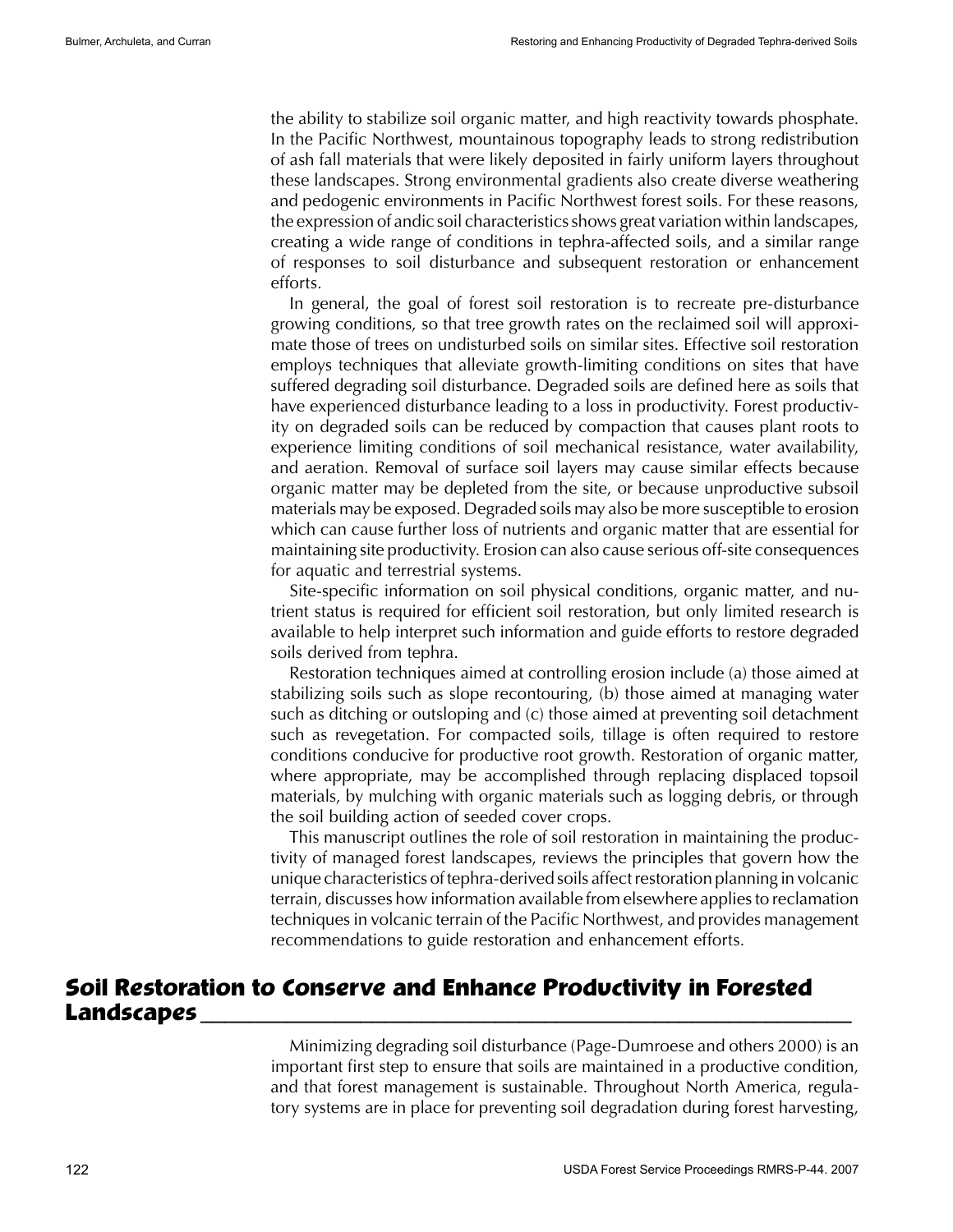the ability to stabilize soil organic matter, and high reactivity towards phosphate. In the Pacific Northwest, mountainous topography leads to strong redistribution of ash fall materials that were likely deposited in fairly uniform layers throughout these landscapes. Strong environmental gradients also create diverse weathering and pedogenic environments in Pacific Northwest forest soils. For these reasons, the expression of andic soil characteristics shows great variation within landscapes, creating a wide range of conditions in tephra-affected soils, and a similar range of responses to soil disturbance and subsequent restoration or enhancement efforts.

In general, the goal of forest soil restoration is to recreate pre-disturbance growing conditions, so that tree growth rates on the reclaimed soil will approximate those of trees on undisturbed soils on similar sites. Effective soil restoration employs techniques that alleviate growth-limiting conditions on sites that have suffered degrading soil disturbance. Degraded soils are defined here as soils that have experienced disturbance leading to a loss in productivity. Forest productivity on degraded soils can be reduced by compaction that causes plant roots to experience limiting conditions of soil mechanical resistance, water availability, and aeration. Removal of surface soil layers may cause similar effects because organic matter may be depleted from the site, or because unproductive subsoil materials may be exposed. Degraded soils may also be more susceptible to erosion which can cause further loss of nutrients and organic matter that are essential for maintaining site productivity. Erosion can also cause serious off-site consequences for aquatic and terrestrial systems.

Site-specific information on soil physical conditions, organic matter, and nutrient status is required for efficient soil restoration, but only limited research is available to help interpret such information and guide efforts to restore degraded soils derived from tephra.

Restoration techniques aimed at controlling erosion include (a) those aimed at stabilizing soils such as slope recontouring, (b) those aimed at managing water such as ditching or outsloping and (c) those aimed at preventing soil detachment such as revegetation. For compacted soils, tillage is often required to restore conditions conducive for productive root growth. Restoration of organic matter, where appropriate, may be accomplished through replacing displaced topsoil materials, by mulching with organic materials such as logging debris, or through the soil building action of seeded cover crops.

This manuscript outlines the role of soil restoration in maintaining the productivity of managed forest landscapes, reviews the principles that govern how the unique characteristics of tephra-derived soils affect restoration planning in volcanic terrain, discusses how information available from elsewhere applies to reclamation techniques in volcanic terrain of the Pacific Northwest, and provides management recommendations to guide restoration and enhancement efforts.

## Soil Restoration to Conserve and Enhance Productivity in Forested Landscapes

Minimizing degrading soil disturbance (Page-Dumroese and others 2000) is an important first step to ensure that soils are maintained in a productive condition, and that forest management is sustainable. Throughout North America, regulatory systems are in place for preventing soil degradation during forest harvesting,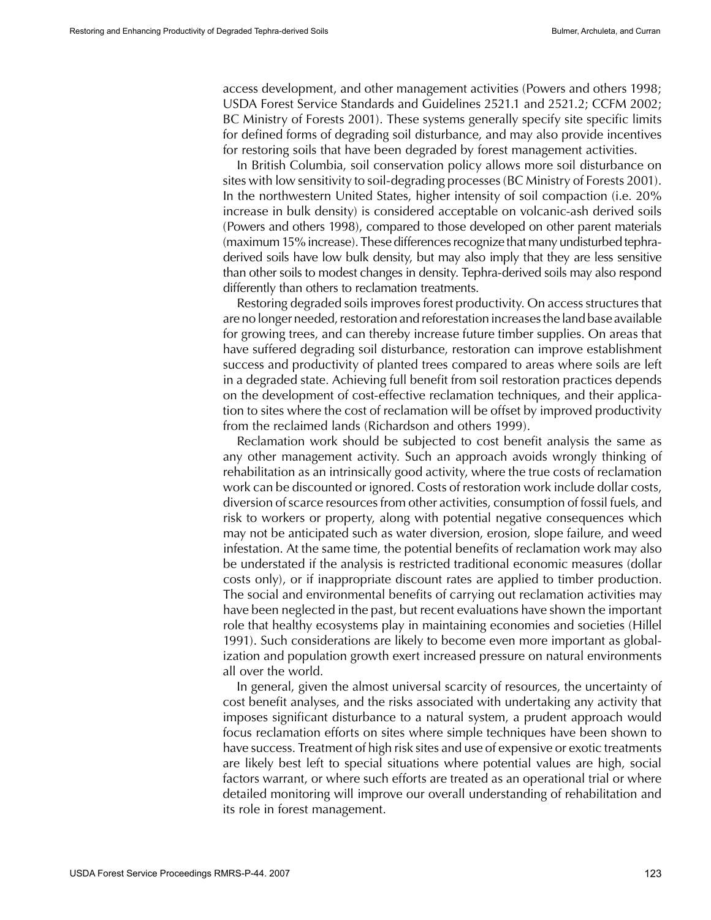access development, and other management activities (Powers and others 1998; USDA Forest Service Standards and Guidelines 2521.1 and 2521.2; CCFM 2002; BC Ministry of Forests 2001). These systems generally specify site specific limits for defined forms of degrading soil disturbance, and may also provide incentives for restoring soils that have been degraded by forest management activities.

In British Columbia, soil conservation policy allows more soil disturbance on sites with low sensitivity to soil-degrading processes (BC Ministry of Forests 2001). In the northwestern United States, higher intensity of soil compaction (i.e. 20% increase in bulk density) is considered acceptable on volcanic-ash derived soils (Powers and others 1998), compared to those developed on other parent materials (maximum 15% increase). These differences recognize that many undisturbed tephra-derived soils have low bulk density, but may also imply that they are less sensitive than other soils to modest changes in density. Tephra-derived soils may also respond differently than others to reclamation treatments.

Restoring degraded soils improves forest productivity. On access structures that are no longer needed, restoration and reforestation increases the land base available for growing trees, and can thereby increase future timber supplies. On areas that have suffered degrading soil disturbance, restoration can improve establishment success and productivity of planted trees compared to areas where soils are left in a degraded state. Achieving full benefit from soil restoration practices depends on the development of cost-effective reclamation techniques, and their application to sites where the cost of reclamation will be offset by improved productivity from the reclaimed lands (Richardson and others 1999).

Reclamation work should be subjected to cost benefit analysis the same as any other management activity. Such an approach avoids wrongly thinking of rehabilitation as an intrinsically good activity, where the true costs of reclamation work can be discounted or ignored. Costs of restoration work include dollar costs, diversion of scarce resources from other activities, consumption of fossil fuels, and risk to workers or property, along with potential negative consequences which may not be anticipated such as water diversion, erosion, slope failure, and weed infestation. At the same time, the potential benefits of reclamation work may also be understated if the analysis is restricted traditional economic measures (dollar costs only), or if inappropriate discount rates are applied to timber production. The social and environmental benefits of carrying out reclamation activities may have been neglected in the past, but recent evaluations have shown the important role that healthy ecosystems play in maintaining economies and societies (Hillel 1991). Such considerations are likely to become even more important as globalization and population growth exert increased pressure on natural environments all over the world.

In general, given the almost universal scarcity of resources, the uncertainty of cost benefit analyses, and the risks associated with undertaking any activity that imposes significant disturbance to a natural system, a prudent approach would focus reclamation efforts on sites where simple techniques have been shown to have success. Treatment of high risk sites and use of expensive or exotic treatments are likely best left to special situations where potential values are high, social factors warrant, or where such efforts are treated as an operational trial or where detailed monitoring will improve our overall understanding of rehabilitation and its role in forest management.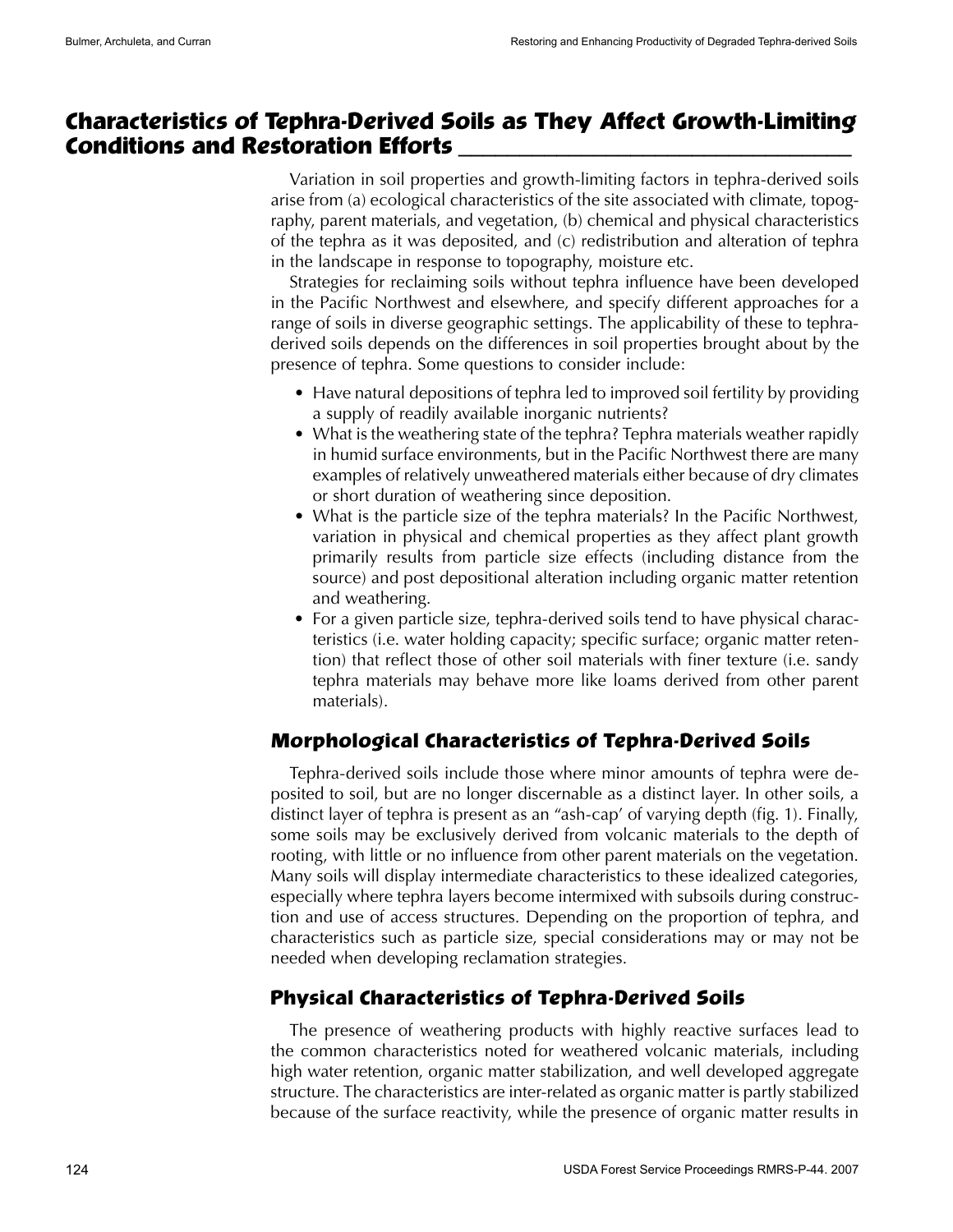## Characteristics of Tephra-Derived Soils as They Affect Growth-Limiting Conditions and Restoration Efforts

Variation in soil properties and growth-limiting factors in tephra-derived soils arise from (a) ecological characteristics of the site associated with climate, topography, parent materials, and vegetation, (b) chemical and physical characteristics of the tephra as it was deposited, and (c) redistribution and alteration of tephra in the landscape in response to topography, moisture etc.

Strategies for reclaiming soils without tephra influence have been developed in the Pacific Northwest and elsewhere, and specify different approaches for a range of soils in diverse geographic settings. The applicability of these to tephra-derived soils depends on the differences in soil properties brought about by the presence of tephra. Some questions to consider include:

- Have natural depositions of tephra led to improved soil fertility by providing a supply of readily available inorganic nutrients?
- What is the weathering state of the tephra? Tephra materials weather rapidly in humid surface environments, but in the Pacific Northwest there are many examples of relatively unweathered materials either because of dry climates or short duration of weathering since deposition.
- What is the particle size of the tephra materials? In the Pacific Northwest, variation in physical and chemical properties as they affect plant growth primarily results from particle size effects (including distance from the source) and post depositional alteration including organic matter retention and weathering.
- For a given particle size, tephra-derived soils tend to have physical characteristics (i.e. water holding capacity; specific surface; organic matter retention) that reflect those of other soil materials with finer texture (i.e. sandy tephra materials may behave more like loams derived from other parent materials).

### Morphological Characteristics of Tephra-Derived Soils

Tephra-derived soils include those where minor amounts of tephra were deposited to soil, but are no longer discernable as a distinct layer. In other soils, a distinct layer of tephra is present as an "ash-cap' of varying depth (fig. 1). Finally, some soils may be exclusively derived from volcanic materials to the depth of rooting, with little or no influence from other parent materials on the vegetation. Many soils will display intermediate characteristics to these idealized categories, especially where tephra layers become intermixed with subsoils during construction and use of access structures. Depending on the proportion of tephra, and characteristics such as particle size, special considerations may or may not be needed when developing reclamation strategies.

### Physical Characteristics of Tephra-Derived Soils

The presence of weathering products with highly reactive surfaces lead to the common characteristics noted for weathered volcanic materials, including high water retention, organic matter stabilization, and well developed aggregate structure. The characteristics are inter-related as organic matter is partly stabilized because of the surface reactivity, while the presence of organic matter results in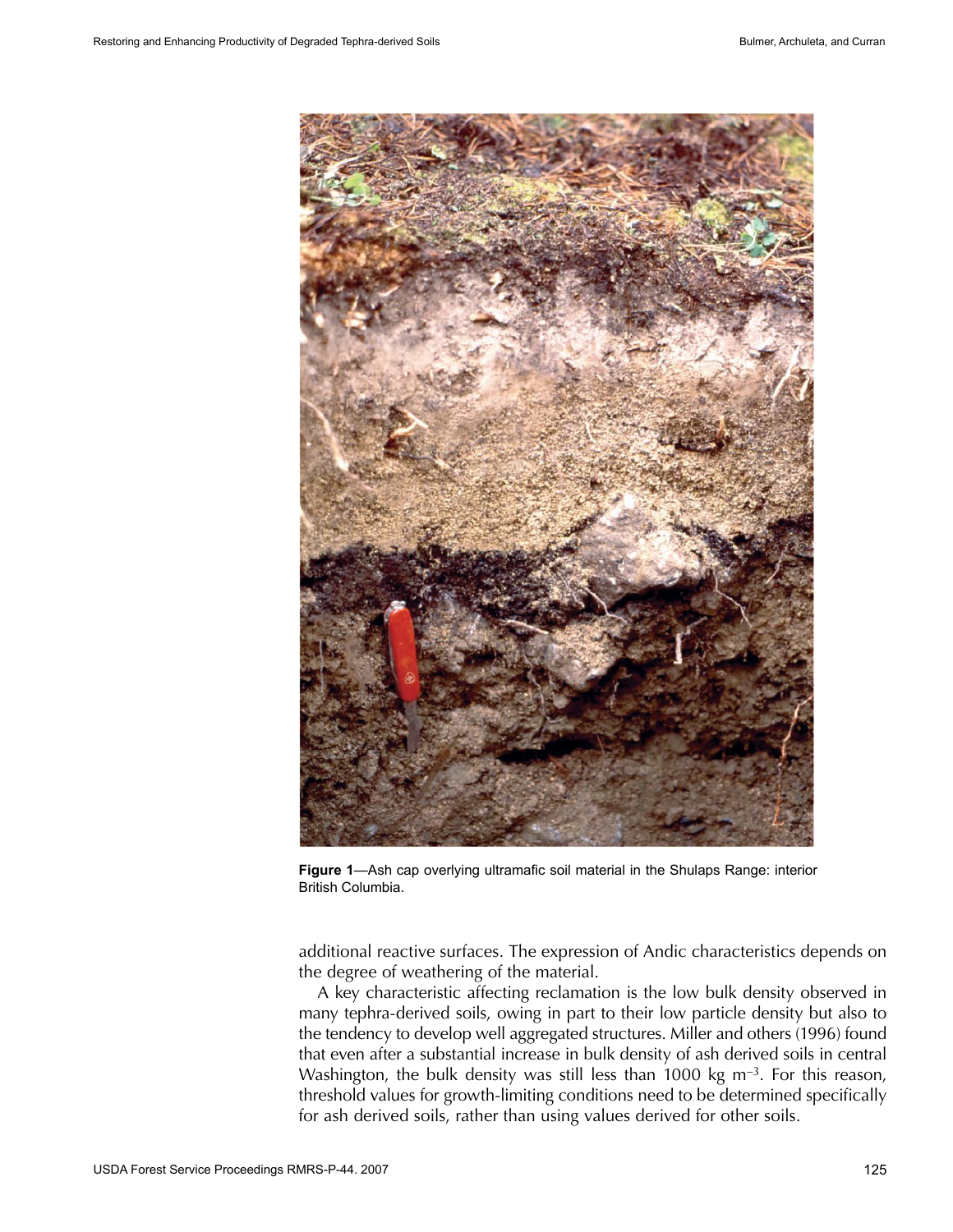**Figure 1**—Ash cap overlying ultramafic soil material in the Shulaps Range: interior British Columbia.

additional reactive surfaces. The expression of Andic characteristics depends on the degree of weathering of the material.

A key characteristic affecting reclamation is the low bulk density observed in many tephra-derived soils, owing in part to their low particle density but also to the tendency to develop well aggregated structures. Miller and others (1996) found that even after a substantial increase in bulk density of ash derived soils in central Washington, the bulk density was still less than 1000 kg $m^{-3}$. For this reason, threshold values for growth-limiting conditions need to be determined specifically for ash derived soils, rather than using values derived for other soils.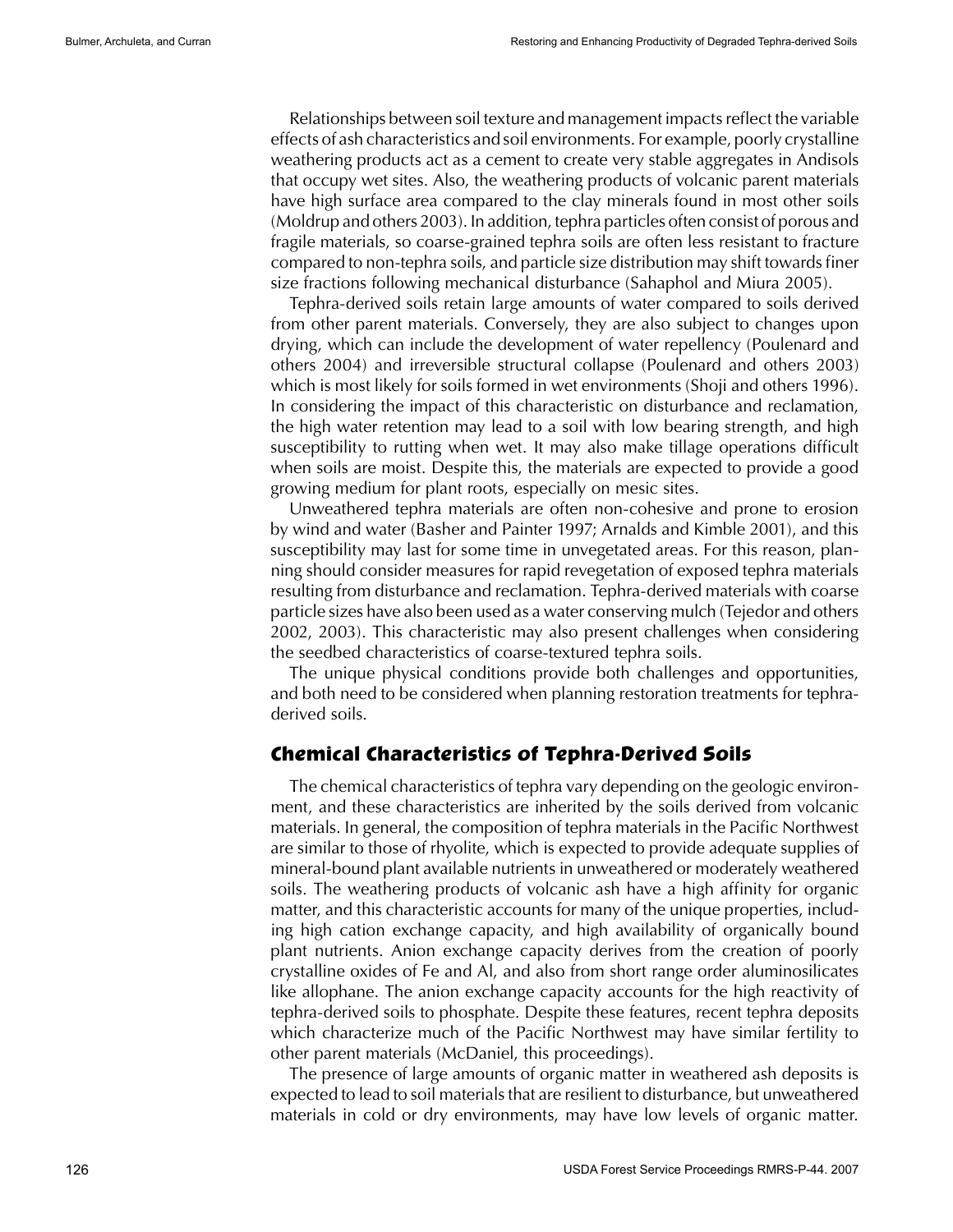Relationships between soil texture and management impacts reflect the variable effects of ash characteristics and soil environments. For example, poorly crystalline weathering products act as a cement to create very stable aggregates in Andisols that occupy wet sites. Also, the weathering products of volcanic parent materials have high surface area compared to the clay minerals found in most other soils (Moldrup and others 2003). In addition, tephra particles often consist of porous and fragile materials, so coarse-grained tephra soils are often less resistant to fracture compared to non-tephra soils, and particle size distribution may shift towards finer size fractions following mechanical disturbance (Sahaphol and Miura 2005).

Tephra-derived soils retain large amounts of water compared to soils derived from other parent materials. Conversely, they are also subject to changes upon drying, which can include the development of water repellency (Poulenard and others 2004) and irreversible structural collapse (Poulenard and others 2003) which is most likely for soils formed in wet environments (Shoji and others 1996). In considering the impact of this characteristic on disturbance and reclamation, the high water retention may lead to a soil with low bearing strength, and high susceptibility to rutting when wet. It may also make tillage operations difficult when soils are moist. Despite this, the materials are expected to provide a good growing medium for plant roots, especially on mesic sites.

Unweathered tephra materials are often non-cohesive and prone to erosion by wind and water (Basher and Painter 1997; Arnalds and Kimble 2001), and this susceptibility may last for some time in unvegetated areas. For this reason, planning should consider measures for rapid revegetation of exposed tephra materials resulting from disturbance and reclamation. Tephra-derived materials with coarse particle sizes have also been used as a water conserving mulch (Tejedor and others 2002, 2003). This characteristic may also present challenges when considering the seedbed characteristics of coarse-textured tephra soils.

The unique physical conditions provide both challenges and opportunities, and both need to be considered when planning restoration treatments for tephra-derived soils.

## Chemical Characteristics of Tephra-Derived Soils

The chemical characteristics of tephra vary depending on the geologic environment, and these characteristics are inherited by the soils derived from volcanic materials. In general, the composition of tephra materials in the Pacific Northwest are similar to those of rhyolite, which is expected to provide adequate supplies of mineral-bound plant available nutrients in unweathered or moderately weathered soils. The weathering products of volcanic ash have a high affinity for organic matter, and this characteristic accounts for many of the unique properties, including high cation exchange capacity, and high availability of organically bound plant nutrients. Anion exchange capacity derives from the creation of poorly crystalline oxides of Fe and Al, and also from short range order aluminosilicates like allophane. The anion exchange capacity accounts for the high reactivity of tephra-derived soils to phosphate. Despite these features, recent tephra deposits which characterize much of the Pacific Northwest may have similar fertility to other parent materials (McDaniel, this proceedings).

The presence of large amounts of organic matter in weathered ash deposits is expected to lead to soil materials that are resilient to disturbance, but unweathered materials in cold or dry environments, may have low levels of organic matter.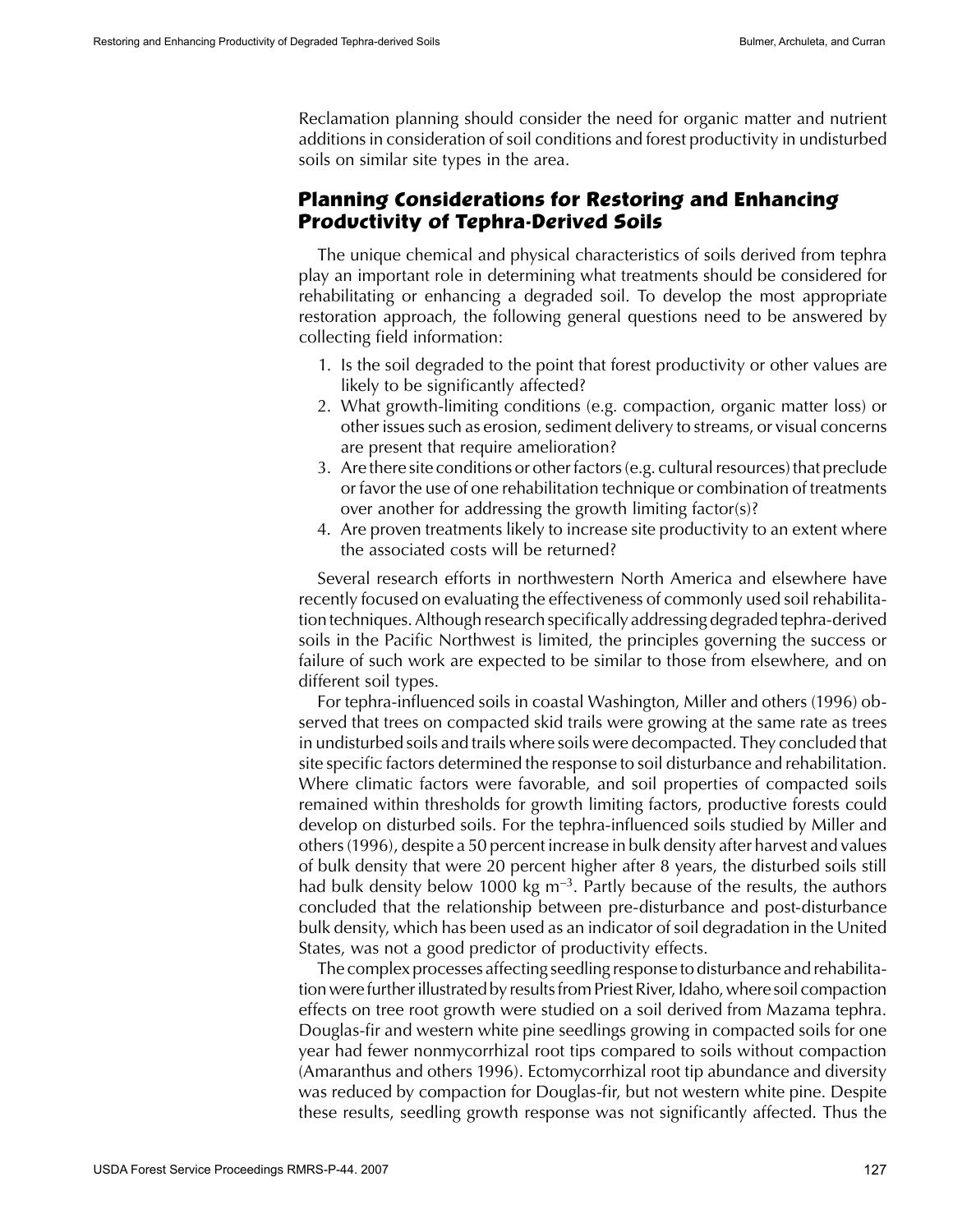Reclamation planning should consider the need for organic matter and nutrient additions in consideration of soil conditions and forest productivity in undisturbed soils on similar site types in the area.

## Planning Considerations for Restoring and Enhancing Productivity of Tephra-Derived Soils

The unique chemical and physical characteristics of soils derived from tephra play an important role in determining what treatments should be considered for rehabilitating or enhancing a degraded soil. To develop the most appropriate restoration approach, the following general questions need to be answered by collecting field information:

1. Is the soil degraded to the point that forest productivity or other values are likely to be significantly affected?
2. What growth-limiting conditions (e.g. compaction, organic matter loss) or other issues such as erosion, sediment delivery to streams, or visual concerns are present that require amelioration?
3. Are there site conditions or other factors (e.g. cultural resources) that preclude or favor the use of one rehabilitation technique or combination of treatments over another for addressing the growth limiting factor(s)?
4. Are proven treatments likely to increase site productivity to an extent where the associated costs will be returned?

Several research efforts in northwestern North America and elsewhere have recently focused on evaluating the effectiveness of commonly used soil rehabilitation techniques. Although research specifically addressing degraded tephra-derived soils in the Pacific Northwest is limited, the principles governing the success or failure of such work are expected to be similar to those from elsewhere, and on different soil types.

For tephra-influenced soils in coastal Washington, Miller and others (1996) observed that trees on compacted skid trails were growing at the same rate as trees in undisturbed soils and trails where soils were decompacted. They concluded that site specific factors determined the response to soil disturbance and rehabilitation. Where climatic factors were favorable, and soil properties of compacted soils remained within thresholds for growth limiting factors, productive forests could develop on disturbed soils. For the tephra-influenced soils studied by Miller and others (1996), despite a 50 percent increase in bulk density after harvest and values of bulk density that were 20 percent higher after 8 years, the disturbed soils still had bulk density below 1000 kg $m^{-3}$. Partly because of the results, the authors concluded that the relationship between pre-disturbance and post-disturbance bulk density, which has been used as an indicator of soil degradation in the United States, was not a good predictor of productivity effects.

The complex processes affecting seedling response to disturbance and rehabilitation were further illustrated by results from Priest River, Idaho, where soil compaction effects on tree root growth were studied on a soil derived from Mazama tephra. Douglas-fir and western white pine seedlings growing in compacted soils for one year had fewer nonmycorrhizal root tips compared to soils without compaction (Amaranthus and others 1996). Ectomycorrhizal root tip abundance and diversity was reduced by compaction for Douglas-fir, but not western white pine. Despite these results, seedling growth response was not significantly affected. Thus the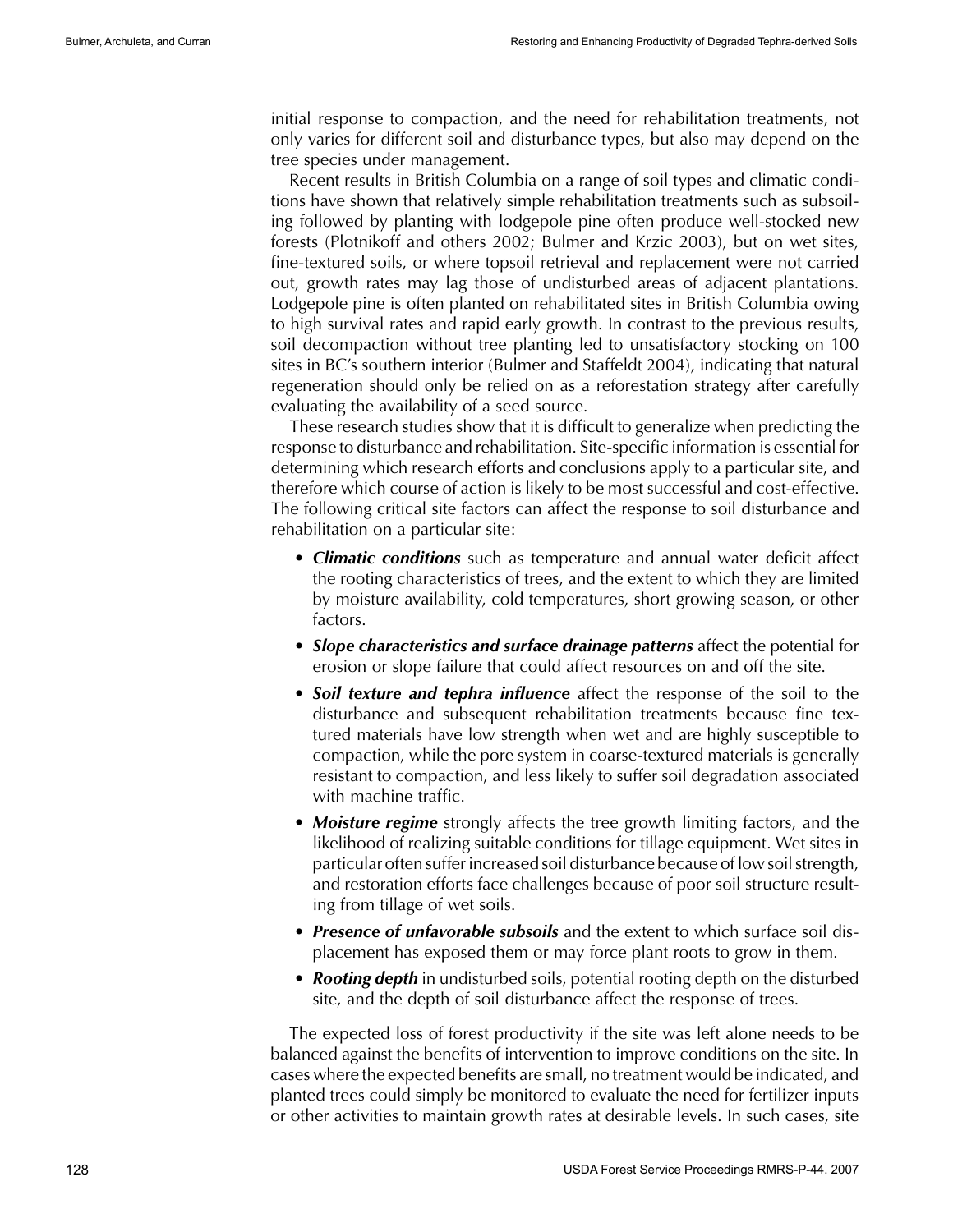initial response to compaction, and the need for rehabilitation treatments, not only varies for different soil and disturbance types, but also may depend on the tree species under management.

Recent results in British Columbia on a range of soil types and climatic conditions have shown that relatively simple rehabilitation treatments such as subsoiling followed by planting with lodgepole pine often produce well-stocked new forests (Plotnikoff and others 2002; Bulmer and Krzic 2003), but on wet sites, fine-textured soils, or where topsoil retrieval and replacement were not carried out, growth rates may lag those of undisturbed areas of adjacent plantations. Lodgepole pine is often planted on rehabilitated sites in British Columbia owing to high survival rates and rapid early growth. In contrast to the previous results, soil decompaction without tree planting led to unsatisfactory stocking on 100 sites in BC's southern interior (Bulmer and Staffeldt 2004), indicating that natural regeneration should only be relied on as a reforestation strategy after carefully evaluating the availability of a seed source.

These research studies show that it is difficult to generalize when predicting the response to disturbance and rehabilitation. Site-specific information is essential for determining which research efforts and conclusions apply to a particular site, and therefore which course of action is likely to be most successful and cost-effective. The following critical site factors can affect the response to soil disturbance and rehabilitation on a particular site:

- ***Climatic conditions*** such as temperature and annual water deficit affect the rooting characteristics of trees, and the extent to which they are limited by moisture availability, cold temperatures, short growing season, or other factors.
- ***Slope characteristics and surface drainage patterns*** affect the potential for erosion or slope failure that could affect resources on and off the site.
- ***Soil texture and tephra influence*** affect the response of the soil to the disturbance and subsequent rehabilitation treatments because fine textured materials have low strength when wet and are highly susceptible to compaction, while the pore system in coarse-textured materials is generally resistant to compaction, and less likely to suffer soil degradation associated with machine traffic.
- ***Moisture regime*** strongly affects the tree growth limiting factors, and the likelihood of realizing suitable conditions for tillage equipment. Wet sites in particular often suffer increased soil disturbance because of low soil strength, and restoration efforts face challenges because of poor soil structure resulting from tillage of wet soils.
- ***Presence of unfavorable subsoils*** and the extent to which surface soil displacement has exposed them or may force plant roots to grow in them.
- ***Rooting depth*** in undisturbed soils, potential rooting depth on the disturbed site, and the depth of soil disturbance affect the response of trees.

The expected loss of forest productivity if the site was left alone needs to be balanced against the benefits of intervention to improve conditions on the site. In cases where the expected benefits are small, no treatment would be indicated, and planted trees could simply be monitored to evaluate the need for fertilizer inputs or other activities to maintain growth rates at desirable levels. In such cases, site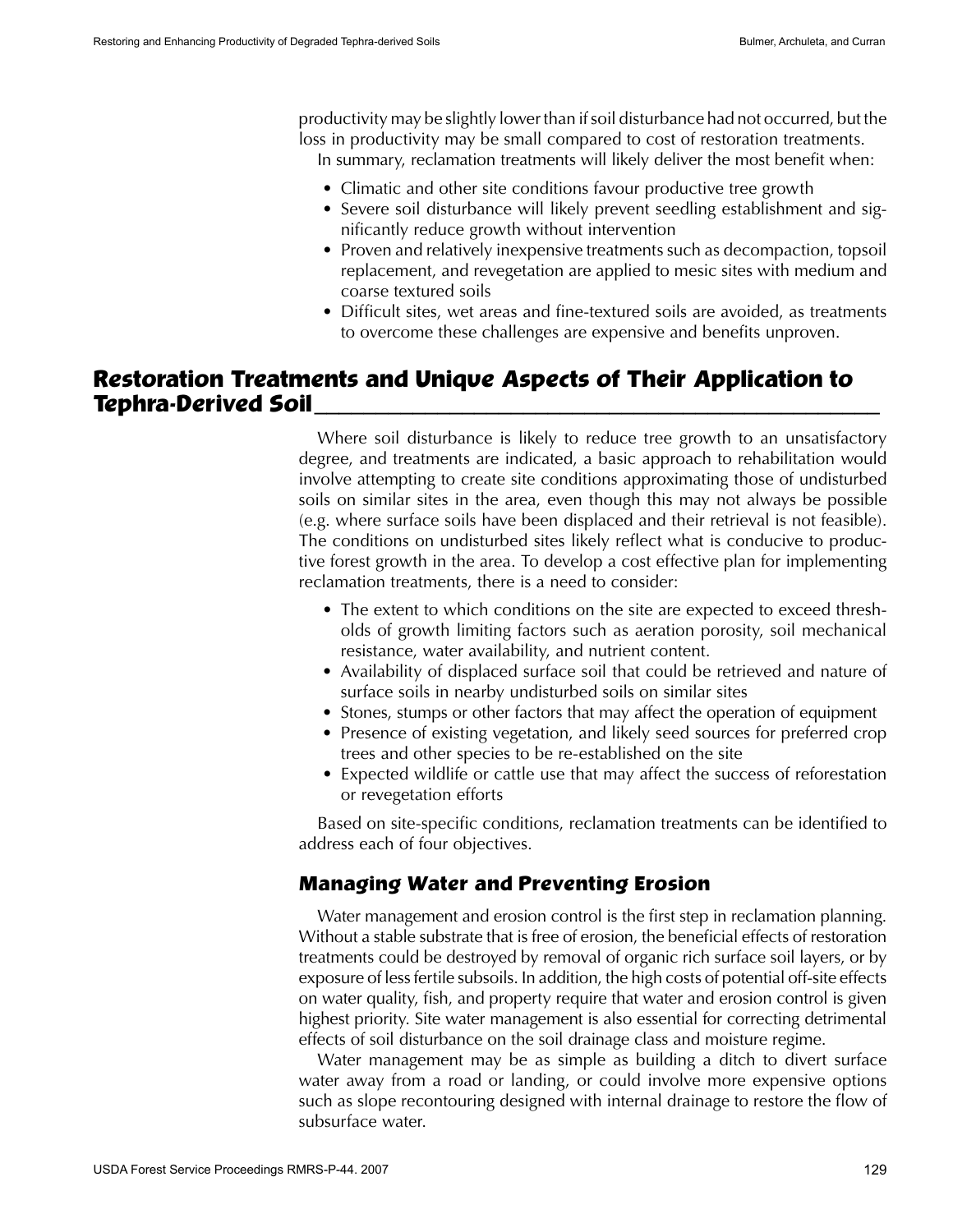productivity may be slightly lower than if soil disturbance had not occurred, but the loss in productivity may be small compared to cost of restoration treatments.

In summary, reclamation treatments will likely deliver the most benefit when:

- Climatic and other site conditions favour productive tree growth
- Severe soil disturbance will likely prevent seedling establishment and significantly reduce growth without intervention
- Proven and relatively inexpensive treatments such as decompaction, topsoil replacement, and revegetation are applied to mesic sites with medium and coarse textured soils
- Difficult sites, wet areas and fine-textured soils are avoided, as treatments to overcome these challenges are expensive and benefits unproven.

## Restoration Treatments and Unique Aspects of Their Application to Tephra-Derived Soil

Where soil disturbance is likely to reduce tree growth to an unsatisfactory degree, and treatments are indicated, a basic approach to rehabilitation would involve attempting to create site conditions approximating those of undisturbed soils on similar sites in the area, even though this may not always be possible (e.g. where surface soils have been displaced and their retrieval is not feasible). The conditions on undisturbed sites likely reflect what is conducive to productive forest growth in the area. To develop a cost effective plan for implementing reclamation treatments, there is a need to consider:

- The extent to which conditions on the site are expected to exceed thresholds of growth limiting factors such as aeration porosity, soil mechanical resistance, water availability, and nutrient content.
- Availability of displaced surface soil that could be retrieved and nature of surface soils in nearby undisturbed soils on similar sites
- Stones, stumps or other factors that may affect the operation of equipment
- Presence of existing vegetation, and likely seed sources for preferred crop trees and other species to be re-established on the site
- Expected wildlife or cattle use that may affect the success of reforestation or revegetation efforts

Based on site-specific conditions, reclamation treatments can be identified to address each of four objectives.

### Managing Water and Preventing Erosion

Water management and erosion control is the first step in reclamation planning. Without a stable substrate that is free of erosion, the beneficial effects of restoration treatments could be destroyed by removal of organic rich surface soil layers, or by exposure of less fertile subsoils. In addition, the high costs of potential off-site effects on water quality, fish, and property require that water and erosion control is given highest priority. Site water management is also essential for correcting detrimental effects of soil disturbance on the soil drainage class and moisture regime.

Water management may be as simple as building a ditch to divert surface water away from a road or landing, or could involve more expensive options such as slope recontouring designed with internal drainage to restore the flow of subsurface water.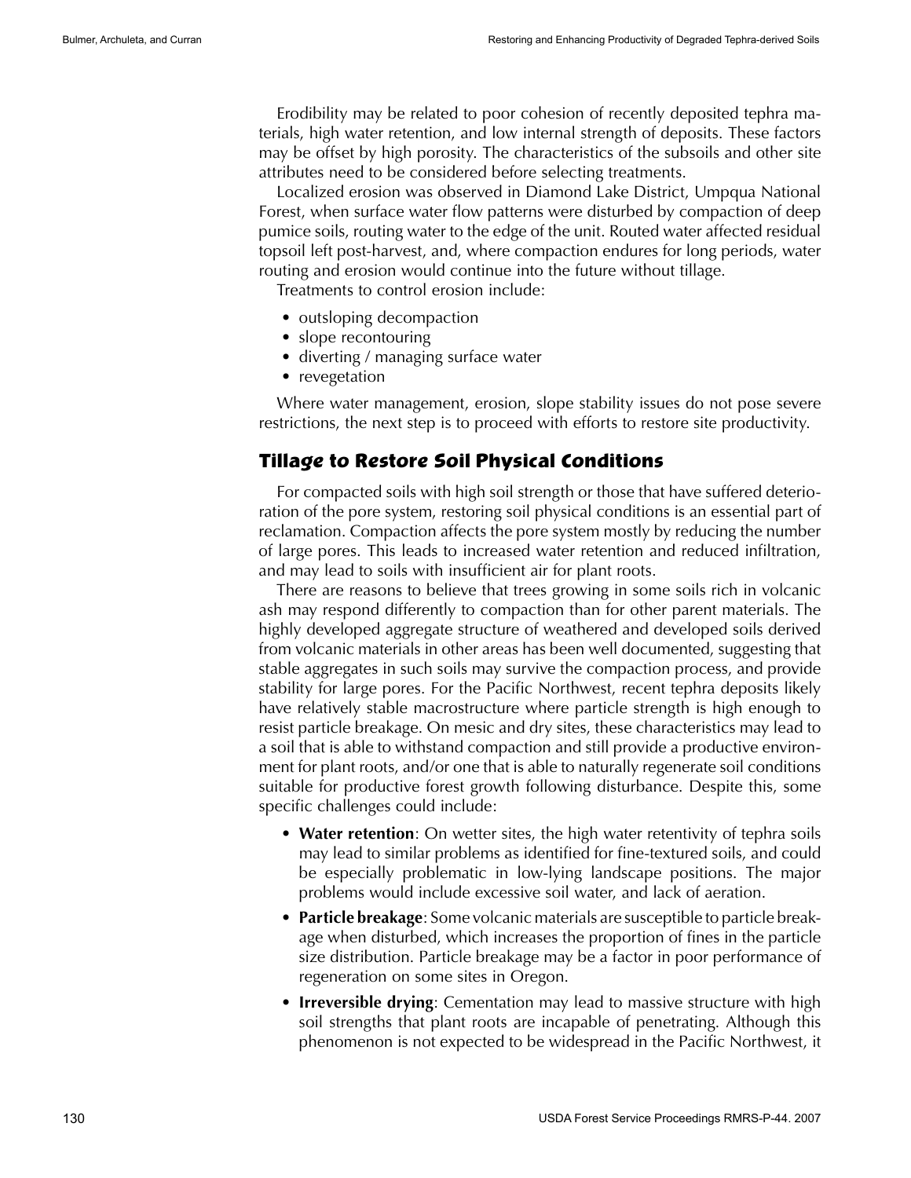Erodibility may be related to poor cohesion of recently deposited tephra materials, high water retention, and low internal strength of deposits. These factors may be offset by high porosity. The characteristics of the subsoils and other site attributes need to be considered before selecting treatments.

Localized erosion was observed in Diamond Lake District, Umpqua National Forest, when surface water flow patterns were disturbed by compaction of deep pumice soils, routing water to the edge of the unit. Routed water affected residual topsoil left post-harvest, and, where compaction endures for long periods, water routing and erosion would continue into the future without tillage.

Treatments to control erosion include:

- outsloping decompaction
- slope recontouring
- diverting / managing surface water
- revegetation

Where water management, erosion, slope stability issues do not pose severe restrictions, the next step is to proceed with efforts to restore site productivity.

## Tillage to Restore Soil Physical Conditions

For compacted soils with high soil strength or those that have suffered deterioration of the pore system, restoring soil physical conditions is an essential part of reclamation. Compaction affects the pore system mostly by reducing the number of large pores. This leads to increased water retention and reduced infiltration, and may lead to soils with insufficient air for plant roots.

There are reasons to believe that trees growing in some soils rich in volcanic ash may respond differently to compaction than for other parent materials. The highly developed aggregate structure of weathered and developed soils derived from volcanic materials in other areas has been well documented, suggesting that stable aggregates in such soils may survive the compaction process, and provide stability for large pores. For the Pacific Northwest, recent tephra deposits likely have relatively stable macrostructure where particle strength is high enough to resist particle breakage. On mesic and dry sites, these characteristics may lead to a soil that is able to withstand compaction and still provide a productive environment for plant roots, and/or one that is able to naturally regenerate soil conditions suitable for productive forest growth following disturbance. Despite this, some specific challenges could include:

- **Water retention**: On wetter sites, the high water retentivity of tephra soils may lead to similar problems as identified for fine-textured soils, and could be especially problematic in low-lying landscape positions. The major problems would include excessive soil water, and lack of aeration.
- **Particle breakage**: Some volcanic materials are susceptible to particle breakage when disturbed, which increases the proportion of fines in the particle size distribution. Particle breakage may be a factor in poor performance of regeneration on some sites in Oregon.
- **Irreversible drying**: Cementation may lead to massive structure with high soil strengths that plant roots are incapable of penetrating. Although this phenomenon is not expected to be widespread in the Pacific Northwest, it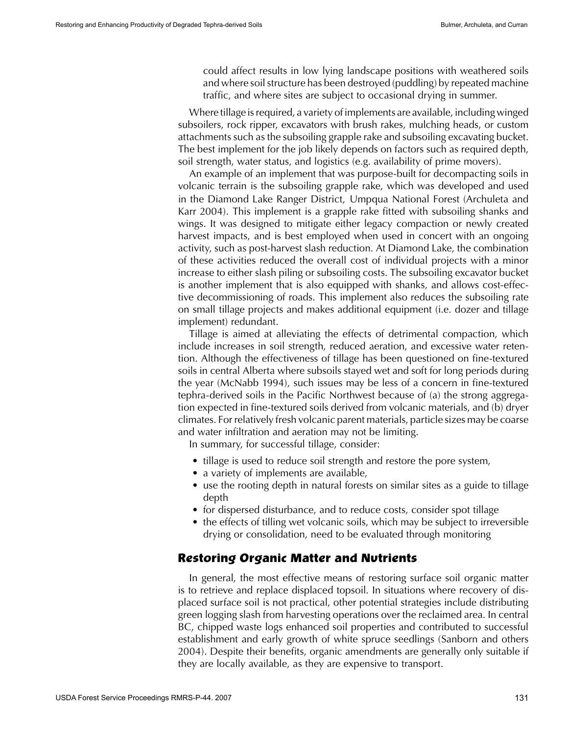could affect results in low lying landscape positions with weathered soils and where soil structure has been destroyed (puddling) by repeated machine traffic, and where sites are subject to occasional drying in summer.

Where tillage is required, a variety of implements are available, including winged subsoilers, rock ripper, excavators with brush rakes, mulching heads, or custom attachments such as the subsoiling grapple rake and subsoiling excavating bucket. The best implement for the job likely depends on factors such as required depth, soil strength, water status, and logistics (e.g. availability of prime movers).

An example of an implement that was purpose-built for decompacting soils in volcanic terrain is the subsoiling grapple rake, which was developed and used in the Diamond Lake Ranger District, Umpqua National Forest (Archuleta and Karr 2004). This implement is a grapple rake fitted with subsoiling shanks and wings. It was designed to mitigate either legacy compaction or newly created harvest impacts, and is best employed when used in concert with an ongoing activity, such as post-harvest slash reduction. At Diamond Lake, the combination of these activities reduced the overall cost of individual projects with a minor increase to either slash piling or subsoiling costs. The subsoiling excavator bucket is another implement that is also equipped with shanks, and allows cost-effective decommissioning of roads. This implement also reduces the subsoiling rate on small tillage projects and makes additional equipment (i.e. dozer and tillage implement) redundant.

Tillage is aimed at alleviating the effects of detrimental compaction, which include increases in soil strength, reduced aeration, and excessive water retention. Although the effectiveness of tillage has been questioned on fine-textured soils in central Alberta where subsoils stayed wet and soft for long periods during the year (McNabb 1994), such issues may be less of a concern in fine-textured tephra-derived soils in the Pacific Northwest because of (a) the strong aggregation expected in fine-textured soils derived from volcanic materials, and (b) dryer climates. For relatively fresh volcanic parent materials, particle sizes may be coarse and water infiltration and aeration may not be limiting.

In summary, for successful tillage, consider:

- tillage is used to reduce soil strength and restore the pore system,
- a variety of implements are available,
- use the rooting depth in natural forests on similar sites as a guide to tillage depth
- for dispersed disturbance, and to reduce costs, consider spot tillage
- the effects of tilling wet volcanic soils, which may be subject to irreversible drying or consolidation, need to be evaluated through monitoring

## Restoring Organic Matter and Nutrients

In general, the most effective means of restoring surface soil organic matter is to retrieve and replace displaced topsoil. In situations where recovery of displaced surface soil is not practical, other potential strategies include distributing green logging slash from harvesting operations over the reclaimed area. In central BC, chipped waste logs enhanced soil properties and contributed to successful establishment and early growth of white spruce seedlings (Sanborn and others 2004). Despite their benefits, organic amendments are generally only suitable if they are locally available, as they are expensive to transport.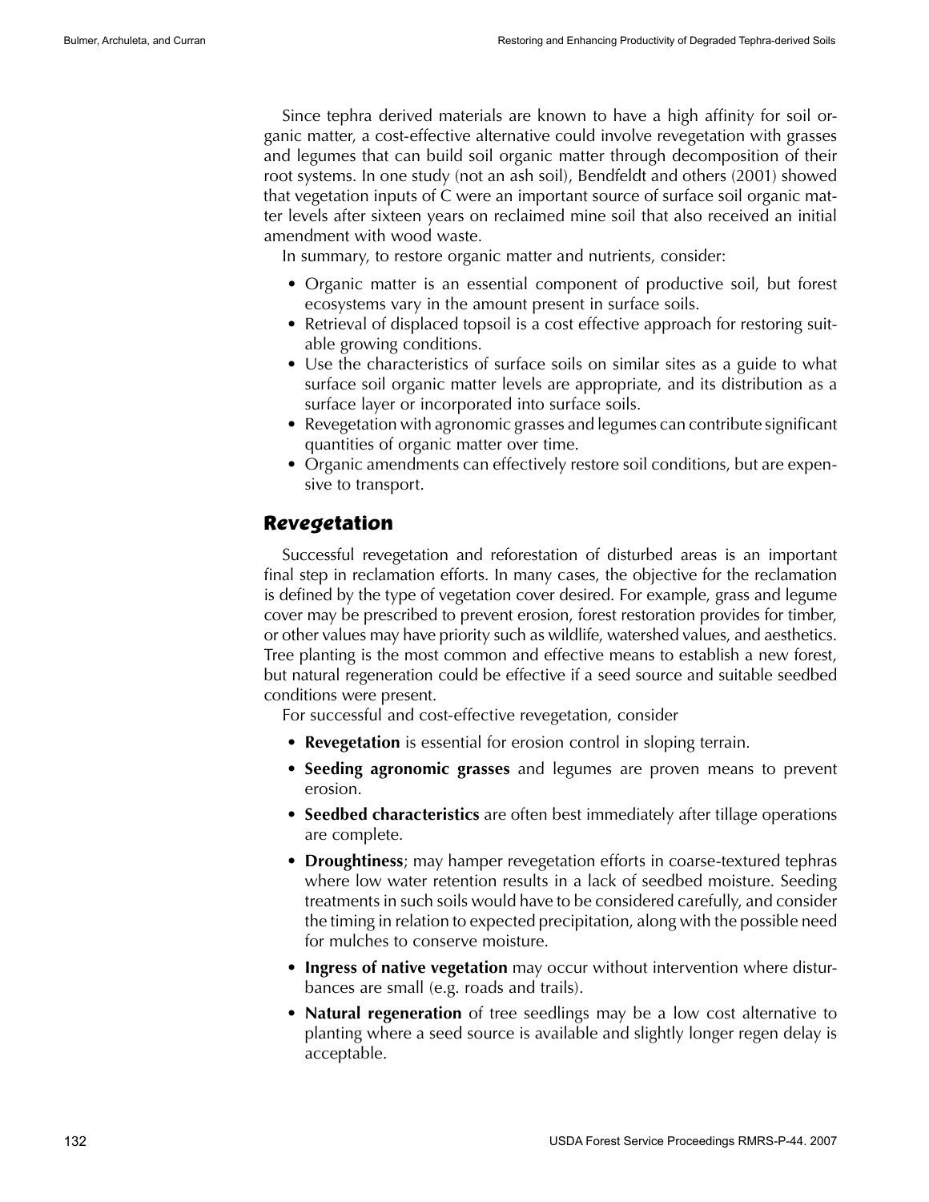Since tephra derived materials are known to have a high affinity for soil organic matter, a cost-effective alternative could involve revegetation with grasses and legumes that can build soil organic matter through decomposition of their root systems. In one study (not an ash soil), Bendfeldt and others (2001) showed that vegetation inputs of C were an important source of surface soil organic matter levels after sixteen years on reclaimed mine soil that also received an initial amendment with wood waste.

In summary, to restore organic matter and nutrients, consider:

- Organic matter is an essential component of productive soil, but forest ecosystems vary in the amount present in surface soils.
- Retrieval of displaced topsoil is a cost effective approach for restoring suitable growing conditions.
- Use the characteristics of surface soils on similar sites as a guide to what surface soil organic matter levels are appropriate, and its distribution as a surface layer or incorporated into surface soils.
- Revegetation with agronomic grasses and legumes can contribute significant quantities of organic matter over time.
- Organic amendments can effectively restore soil conditions, but are expensive to transport.

## Revegetation

Successful revegetation and reforestation of disturbed areas is an important final step in reclamation efforts. In many cases, the objective for the reclamation is defined by the type of vegetation cover desired. For example, grass and legume cover may be prescribed to prevent erosion, forest restoration provides for timber, or other values may have priority such as wildlife, watershed values, and aesthetics. Tree planting is the most common and effective means to establish a new forest, but natural regeneration could be effective if a seed source and suitable seedbed conditions were present.

For successful and cost-effective revegetation, consider

- **Revegetation** is essential for erosion control in sloping terrain.
- **Seeding agronomic grasses** and legumes are proven means to prevent erosion.
- **Seedbed characteristics** are often best immediately after tillage operations are complete.
- **Droughtiness**; may hamper revegetation efforts in coarse-textured tephras where low water retention results in a lack of seedbed moisture. Seeding treatments in such soils would have to be considered carefully, and consider the timing in relation to expected precipitation, along with the possible need for mulches to conserve moisture.
- **Ingress of native vegetation** may occur without intervention where disturbances are small (e.g. roads and trails).
- **Natural regeneration** of tree seedlings may be a low cost alternative to planting where a seed source is available and slightly longer regen delay is acceptable.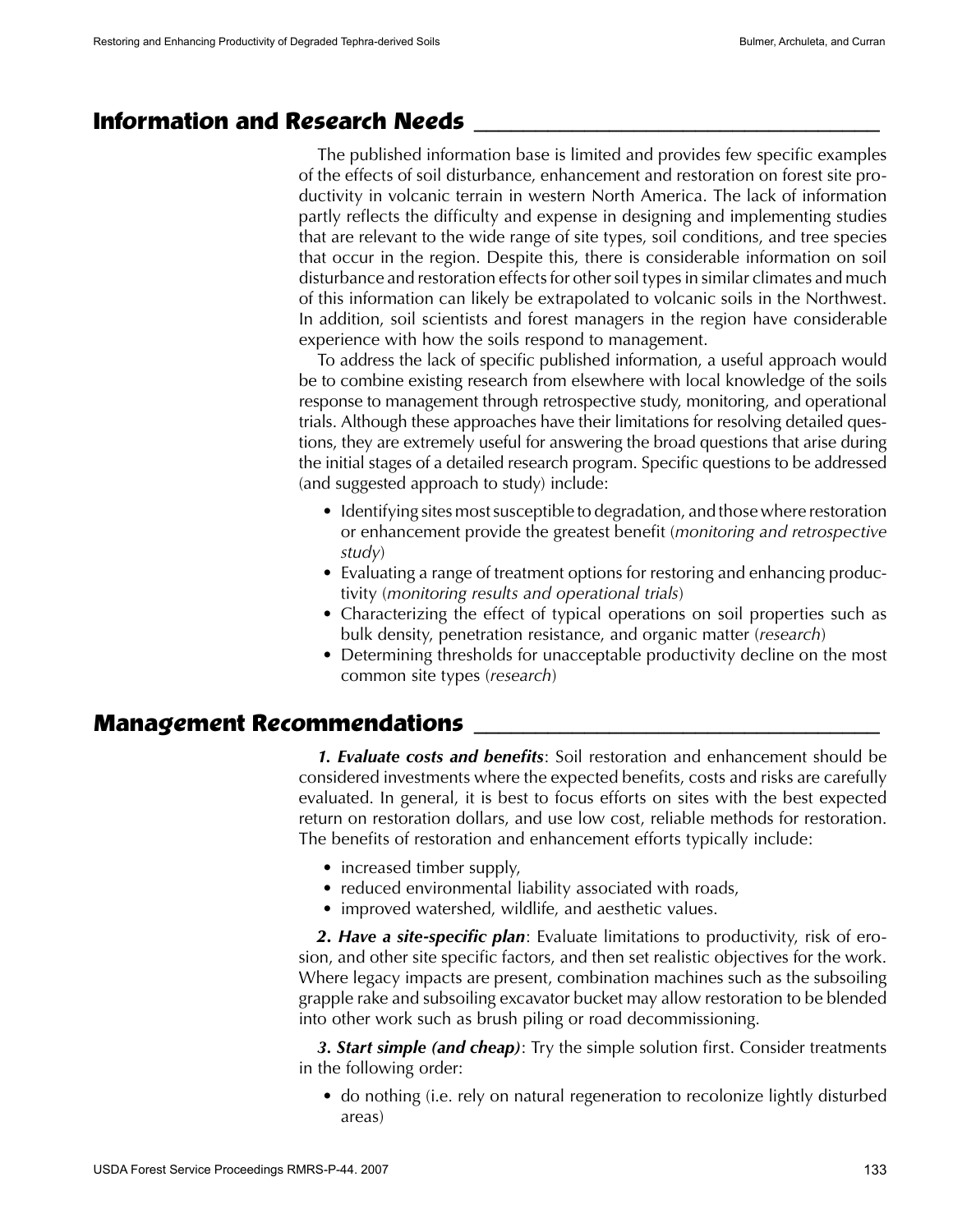## Information and Research Needs

The published information base is limited and provides few specific examples of the effects of soil disturbance, enhancement and restoration on forest site productivity in volcanic terrain in western North America. The lack of information partly reflects the difficulty and expense in designing and implementing studies that are relevant to the wide range of site types, soil conditions, and tree species that occur in the region. Despite this, there is considerable information on soil disturbance and restoration effects for other soil types in similar climates and much of this information can likely be extrapolated to volcanic soils in the Northwest. In addition, soil scientists and forest managers in the region have considerable experience with how the soils respond to management.

To address the lack of specific published information, a useful approach would be to combine existing research from elsewhere with local knowledge of the soils response to management through retrospective study, monitoring, and operational trials. Although these approaches have their limitations for resolving detailed questions, they are extremely useful for answering the broad questions that arise during the initial stages of a detailed research program. Specific questions to be addressed (and suggested approach to study) include:

- Identifying sites most susceptible to degradation, and those where restoration or enhancement provide the greatest benefit (*monitoring and retrospective study*)
- Evaluating a range of treatment options for restoring and enhancing productivity (*monitoring results and operational trials*)
- Characterizing the effect of typical operations on soil properties such as bulk density, penetration resistance, and organic matter (*research*)
- Determining thresholds for unacceptable productivity decline on the most common site types (*research*)

## Management Recommendations

***1. Evaluate costs and benefits***: Soil restoration and enhancement should be considered investments where the expected benefits, costs and risks are carefully evaluated. In general, it is best to focus efforts on sites with the best expected return on restoration dollars, and use low cost, reliable methods for restoration. The benefits of restoration and enhancement efforts typically include:

- increased timber supply,
- reduced environmental liability associated with roads,
- improved watershed, wildlife, and aesthetic values.

***2. Have a site-specific plan***: Evaluate limitations to productivity, risk of erosion, and other site specific factors, and then set realistic objectives for the work. Where legacy impacts are present, combination machines such as the subsoiling grapple rake and subsoiling excavator bucket may allow restoration to be blended into other work such as brush piling or road decommissioning.

***3. Start simple (and cheap)***: Try the simple solution first. Consider treatments in the following order:

- do nothing (i.e. rely on natural regeneration to recolonize lightly disturbed areas)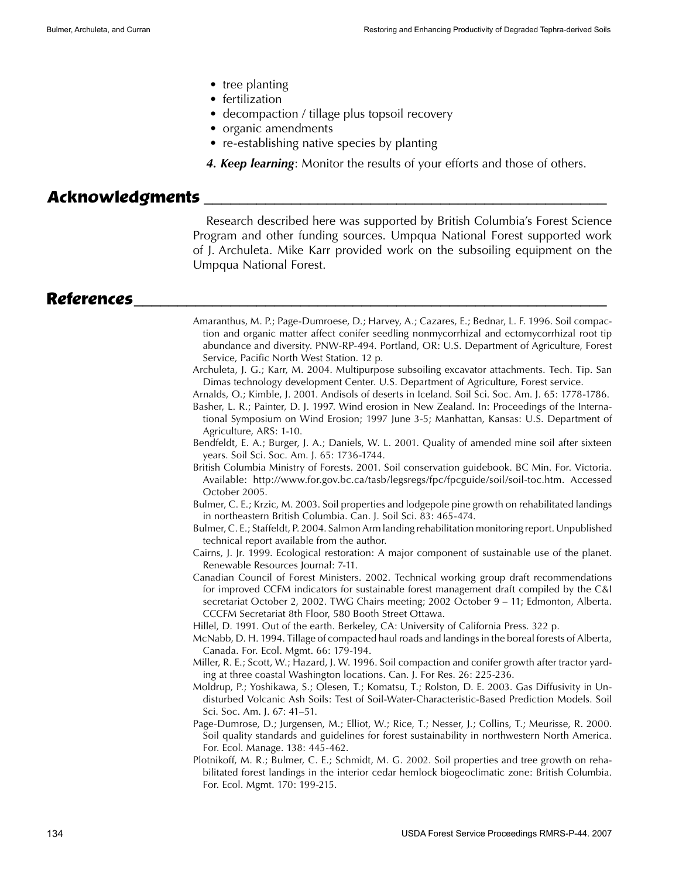- tree planting
- fertilization
- decompaction / tillage plus topsoil recovery
- organic amendments
- re-establishing native species by planting

***4. Keep learning***: Monitor the results of your efforts and those of others.

## Acknowledgments

Research described here was supported by British Columbia's Forest Science Program and other funding sources. Umpqua National Forest supported work of J. Archuleta. Mike Karr provided work on the subsoiling equipment on the Umpqua National Forest.

## References

Amaranthus, M. P.; Page-Dumroese, D.; Harvey, A.; Cazares, E.; Bednar, L. F. 1996. Soil compaction and organic matter affect conifer seedling nonmycorrhizal and ectomycorrhizal root tip abundance and diversity. PNW-RP-494. Portland, OR: U.S. Department of Agriculture, Forest Service, Pacific North West Station. 12 p.

Archuleta, J. G.; Karr, M. 2004. Multipurpose subsoiling excavator attachments. Tech. Tip. San Dimas technology development Center. U.S. Department of Agriculture, Forest service.

Arnalds, O.; Kimble, J. 2001. Andisols of deserts in Iceland. Soil Sci. Soc. Am. J. 65: 1778-1786.

Basher, L. R.; Painter, D. J. 1997. Wind erosion in New Zealand. In: Proceedings of the International Symposium on Wind Erosion; 1997 June 3-5; Manhattan, Kansas: U.S. Department of Agriculture, ARS: 1-10.

Bendfeldt, E. A.; Burger, J. A.; Daniels, W. L. 2001. Quality of amended mine soil after sixteen years. Soil Sci. Soc. Am. J. 65: 1736-1744.

British Columbia Ministry of Forests. 2001. Soil conservation guidebook. BC Min. For. Victoria. Available: http://www.for.gov.bc.ca/tasb/legsregs/fpc/fpcguide/soil/soil-toc.htm. Accessed October 2005.

Bulmer, C. E.; Krzic, M. 2003. Soil properties and lodgepole pine growth on rehabilitated landings in northeastern British Columbia. Can. J. Soil Sci. 83: 465-474.

Bulmer, C. E.; Staffeldt, P. 2004. Salmon Arm landing rehabilitation monitoring report. Unpublished technical report available from the author.

Cairns, J. Jr. 1999. Ecological restoration: A major component of sustainable use of the planet. Renewable Resources Journal: 7-11.

Canadian Council of Forest Ministers. 2002. Technical working group draft recommendations for improved CCFM indicators for sustainable forest management draft compiled by the C&I secretariat October 2, 2002. TWG Chairs meeting; 2002 October 9 – 11; Edmonton, Alberta. CCCFM Secretariat 8th Floor, 580 Booth Street Ottawa.

Hillel, D. 1991. Out of the earth. Berkeley, CA: University of California Press. 322 p.

McNabb, D. H. 1994. Tillage of compacted haul roads and landings in the boreal forests of Alberta, Canada. For. Ecol. Mgmt. 66: 179-194.

Miller, R. E.; Scott, W.; Hazard, J. W. 1996. Soil compaction and conifer growth after tractor yarding at three coastal Washington locations. Can. J. For Res. 26: 225-236.

Moldrup, P.; Yoshikawa, S.; Olesen, T.; Komatsu, T.; Rolston, D. E. 2003. Gas Diffusivity in Undisturbed Volcanic Ash Soils: Test of Soil-Water-Characteristic-Based Prediction Models. Soil Sci. Soc. Am. J. 67: 41–51.

Page-Dumrose, D.; Jurgensen, M.; Elliot, W.; Rice, T.; Nesser, J.; Collins, T.; Meurisse, R. 2000. Soil quality standards and guidelines for forest sustainability in northwestern North America. For. Ecol. Manage. 138: 445-462.

Plotnikoff, M. R.; Bulmer, C. E.; Schmidt, M. G. 2002. Soil properties and tree growth on rehabilitated forest landings in the interior cedar hemlock biogeoclimatic zone: British Columbia. For. Ecol. Mgmt. 170: 199-215.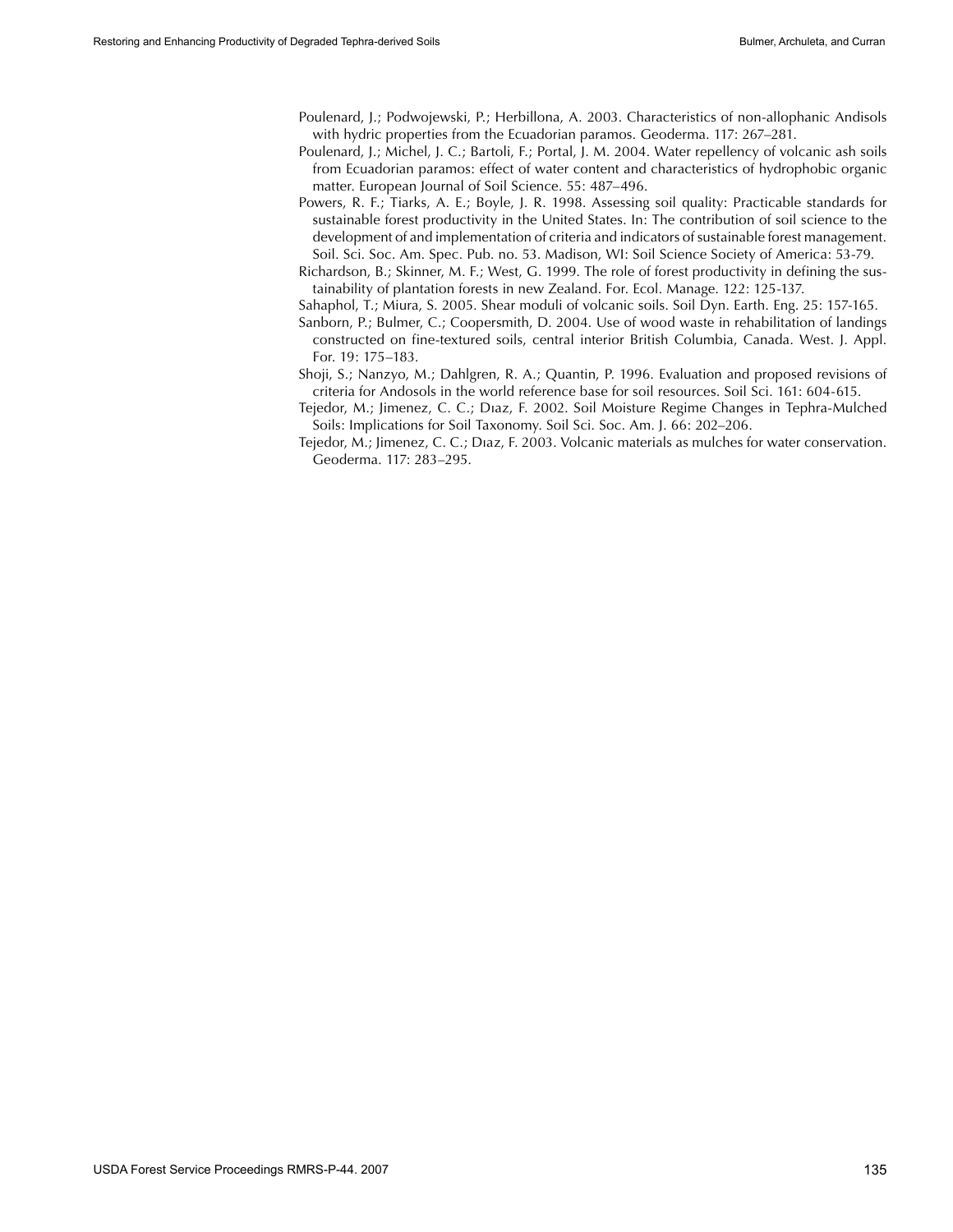Poulenard, J.; Podwojewski, P.; Herbillona, A. 2003. Characteristics of non-allophanic Andisols with hydric properties from the Ecuadorian paramos. Geoderma. 117: 267–281.

Poulenard, J.; Michel, J. C.; Bartoli, F.; Portal, J. M. 2004. Water repellency of volcanic ash soils from Ecuadorian paramos: effect of water content and characteristics of hydrophobic organic matter. European Journal of Soil Science. 55: 487–496.

Powers, R. F.; Tiarks, A. E.; Boyle, J. R. 1998. Assessing soil quality: Practicable standards for sustainable forest productivity in the United States. In: The contribution of soil science to the development of and implementation of criteria and indicators of sustainable forest management. Soil. Sci. Soc. Am. Spec. Pub. no. 53. Madison, WI: Soil Science Society of America: 53-79.

Richardson, B.; Skinner, M. F.; West, G. 1999. The role of forest productivity in defining the sustainability of plantation forests in new Zealand. For. Ecol. Manage. 122: 125-137.

Sahaphol, T.; Miura, S. 2005. Shear moduli of volcanic soils. Soil Dyn. Earth. Eng. 25: 157-165.

Sanborn, P.; Bulmer, C.; Coopersmith, D. 2004. Use of wood waste in rehabilitation of landings constructed on fine-textured soils, central interior British Columbia, Canada. West. J. Appl. For. 19: 175–183.

Shoji, S.; Nanzyo, M.; Dahlgren, R. A.; Quantin, P. 1996. Evaluation and proposed revisions of criteria for Andosols in the world reference base for soil resources. Soil Sci. 161: 604-615.

Tejedor, M.; Jimenez, C. C.; Dıaz, F. 2002. Soil Moisture Regime Changes in Tephra-Mulched Soils: Implications for Soil Taxonomy. Soil Sci. Soc. Am. J. 66: 202–206.

Tejedor, M.; Jimenez, C. C.; Dıaz, F. 2003. Volcanic materials as mulches for water conservation. Geoderma. 117: 283–295.